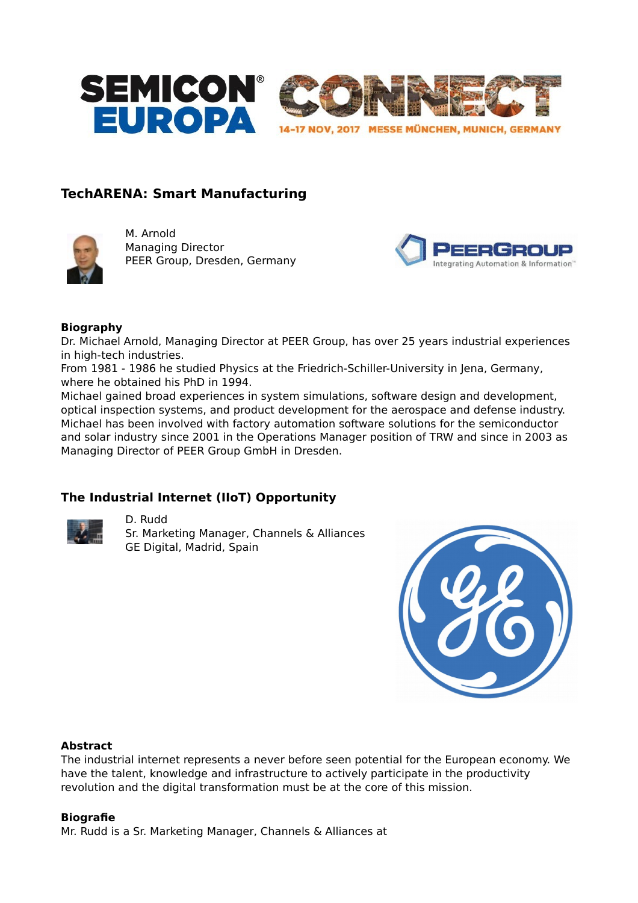SEMICON® EUROPA CONNECT

14-17 NOV, 2017 MESSE MÜNCHEN, MUNICH, GERMANY

## TechARENA: Smart Manufacturing

M. Arnold
Managing Director
PEER Group, Dresden, Germany

**Biography**
Dr. Michael Arnold, Managing Director at PEER Group, has over 25 years industrial experiences in high-tech industries.
From 1981 - 1986 he studied Physics at the Friedrich-Schiller-University in Jena, Germany, where he obtained his PhD in 1994.
Michael gained broad experiences in system simulations, software design and development, optical inspection systems, and product development for the aerospace and defense industry.
Michael has been involved with factory automation software solutions for the semiconductor and solar industry since 2001 in the Operations Manager position of TRW and since in 2003 as Managing Director of PEER Group GmbH in Dresden.

## The Industrial Internet (IIoT) Opportunity

D. Rudd
Sr. Marketing Manager, Channels & Alliances
GE Digital, Madrid, Spain

**Abstract**
The industrial internet represents a never before seen potential for the European economy. We have the talent, knowledge and infrastructure to actively participate in the productivity revolution and the digital transformation must be at the core of this mission.

**Biografie**
Mr. Rudd is a Sr. Marketing Manager, Channels & Alliances at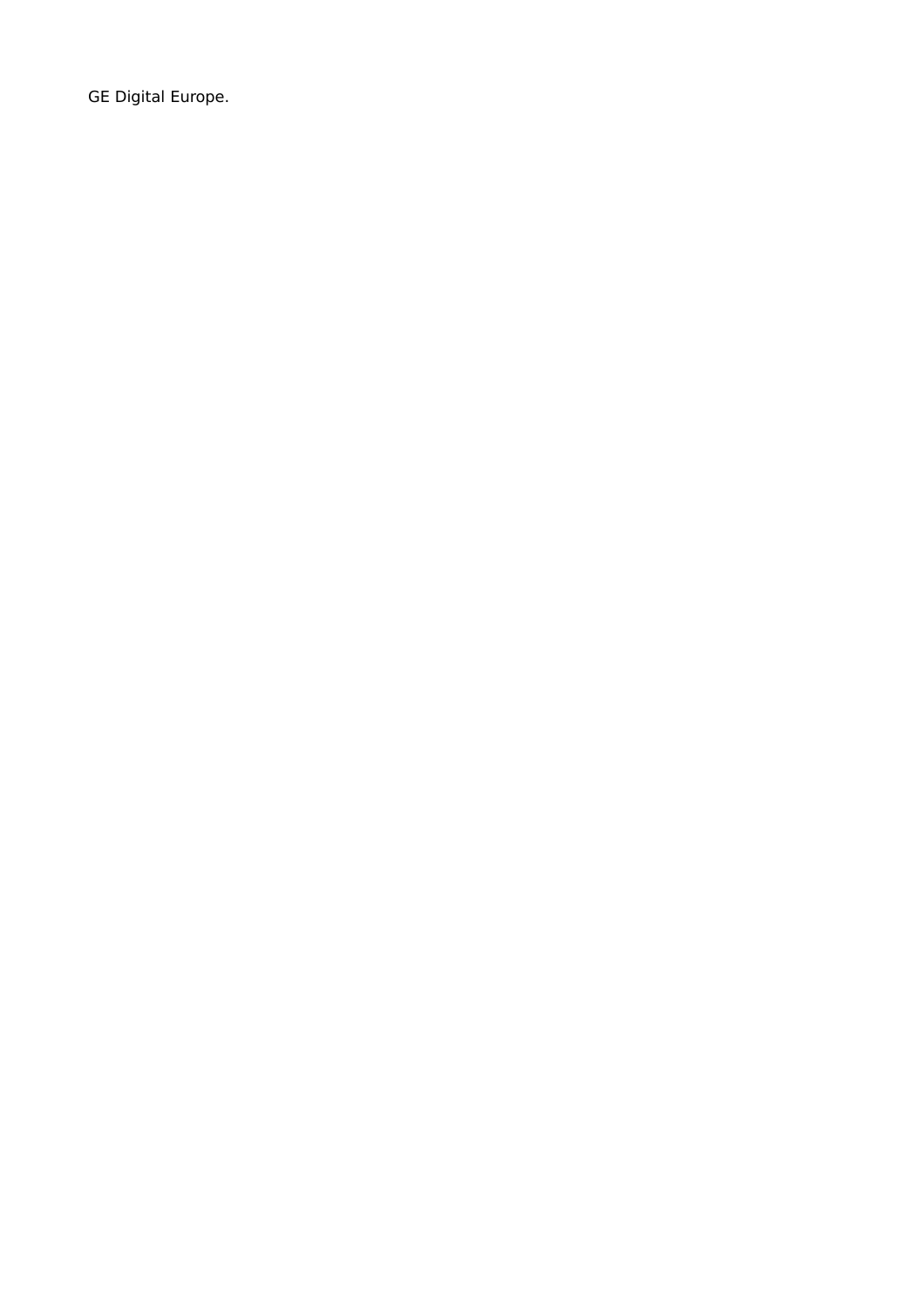GE Digital Europe.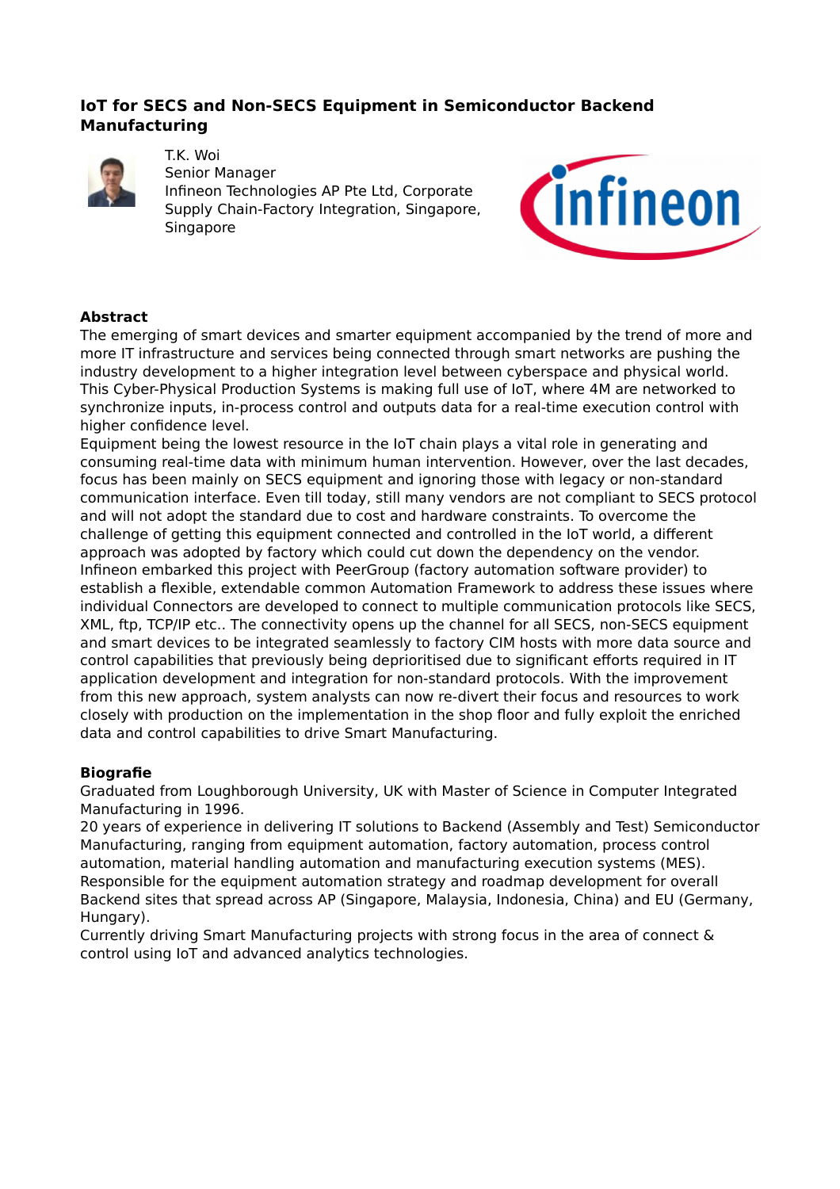# IoT for SECS and Non-SECS Equipment in Semiconductor Backend Manufacturing

T.K. Woi
Senior Manager
Infineon Technologies AP Pte Ltd, Corporate Supply Chain-Factory Integration, Singapore, Singapore

**Abstract**

The emerging of smart devices and smarter equipment accompanied by the trend of more and more IT infrastructure and services being connected through smart networks are pushing the industry development to a higher integration level between cyberspace and physical world. This Cyber-Physical Production Systems is making full use of IoT, where 4M are networked to synchronize inputs, in-process control and outputs data for a real-time execution control with higher confidence level.
Equipment being the lowest resource in the IoT chain plays a vital role in generating and consuming real-time data with minimum human intervention. However, over the last decades, focus has been mainly on SECS equipment and ignoring those with legacy or non-standard communication interface. Even till today, still many vendors are not compliant to SECS protocol and will not adopt the standard due to cost and hardware constraints. To overcome the challenge of getting this equipment connected and controlled in the IoT world, a different approach was adopted by factory which could cut down the dependency on the vendor. Infineon embarked this project with PeerGroup (factory automation software provider) to establish a flexible, extendable common Automation Framework to address these issues where individual Connectors are developed to connect to multiple communication protocols like SECS, XML, ftp, TCP/IP etc.. The connectivity opens up the channel for all SECS, non-SECS equipment and smart devices to be integrated seamlessly to factory CIM hosts with more data source and control capabilities that previously being deprioritised due to significant efforts required in IT application development and integration for non-standard protocols. With the improvement from this new approach, system analysts can now re-divert their focus and resources to work closely with production on the implementation in the shop floor and fully exploit the enriched data and control capabilities to drive Smart Manufacturing.

**Biografie**

Graduated from Loughborough University, UK with Master of Science in Computer Integrated Manufacturing in 1996.
20 years of experience in delivering IT solutions to Backend (Assembly and Test) Semiconductor Manufacturing, ranging from equipment automation, factory automation, process control automation, material handling automation and manufacturing execution systems (MES).
Responsible for the equipment automation strategy and roadmap development for overall Backend sites that spread across AP (Singapore, Malaysia, Indonesia, China) and EU (Germany, Hungary).
Currently driving Smart Manufacturing projects with strong focus in the area of connect & control using IoT and advanced analytics technologies.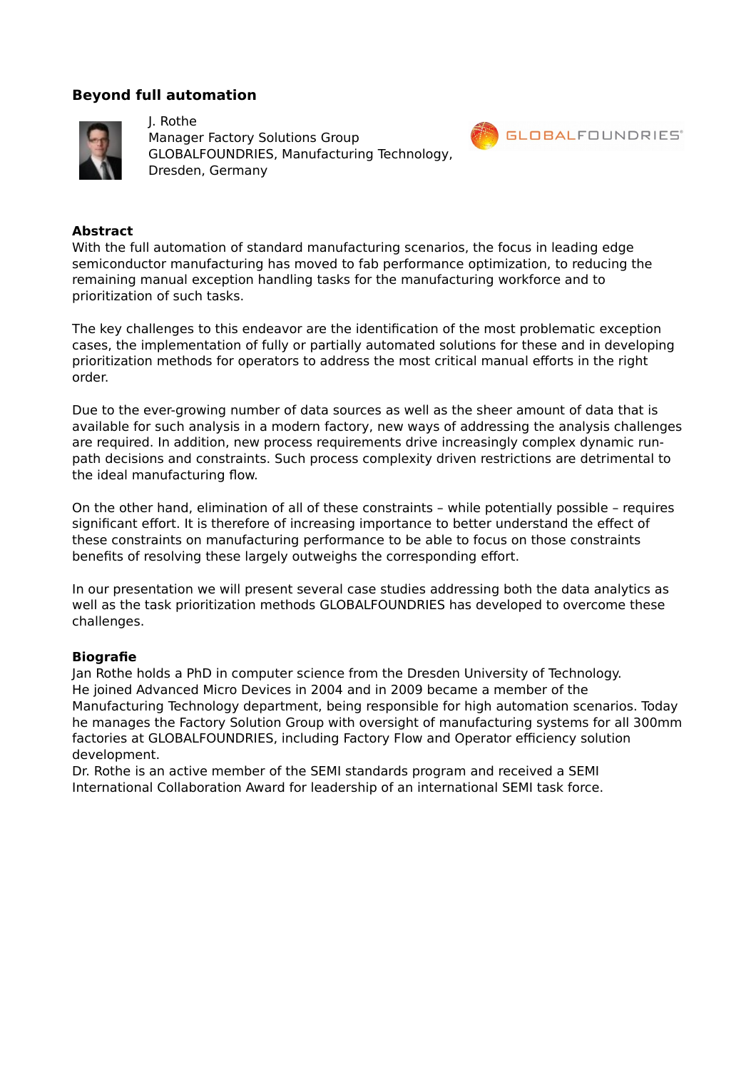## Beyond full automation

J. Rothe
Manager Factory Solutions Group
GLOBALFOUNDRIES, Manufacturing Technology,
Dresden, Germany

**Abstract**
With the full automation of standard manufacturing scenarios, the focus in leading edge semiconductor manufacturing has moved to fab performance optimization, to reducing the remaining manual exception handling tasks for the manufacturing workforce and to prioritization of such tasks.

The key challenges to this endeavor are the identification of the most problematic exception cases, the implementation of fully or partially automated solutions for these and in developing prioritization methods for operators to address the most critical manual efforts in the right order.

Due to the ever-growing number of data sources as well as the sheer amount of data that is available for such analysis in a modern factory, new ways of addressing the analysis challenges are required. In addition, new process requirements drive increasingly complex dynamic run-path decisions and constraints. Such process complexity driven restrictions are detrimental to the ideal manufacturing flow.

On the other hand, elimination of all of these constraints – while potentially possible – requires significant effort. It is therefore of increasing importance to better understand the effect of these constraints on manufacturing performance to be able to focus on those constraints benefits of resolving these largely outweighs the corresponding effort.

In our presentation we will present several case studies addressing both the data analytics as well as the task prioritization methods GLOBALFOUNDRIES has developed to overcome these challenges.

**Biografie**
Jan Rothe holds a PhD in computer science from the Dresden University of Technology.
He joined Advanced Micro Devices in 2004 and in 2009 became a member of the Manufacturing Technology department, being responsible for high automation scenarios. Today he manages the Factory Solution Group with oversight of manufacturing systems for all 300mm factories at GLOBALFOUNDRIES, including Factory Flow and Operator efficiency solution development.
Dr. Rothe is an active member of the SEMI standards program and received a SEMI International Collaboration Award for leadership of an international SEMI task force.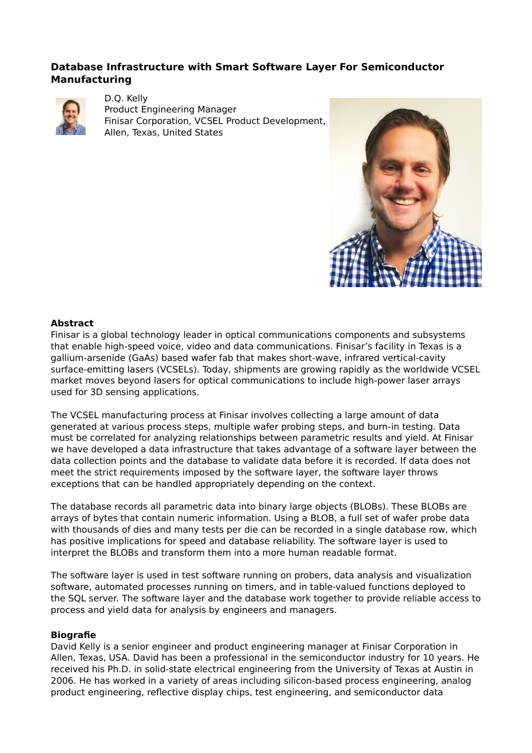### Database Infrastructure with Smart Software Layer For Semiconductor Manufacturing

D.Q. Kelly
Product Engineering Manager
Finisar Corporation, VCSEL Product Development,
Allen, Texas, United States

**Abstract**

Finisar is a global technology leader in optical communications components and subsystems that enable high-speed voice, video and data communications. Finisar's facility in Texas is a gallium-arsenide (GaAs) based wafer fab that makes short-wave, infrared vertical-cavity surface-emitting lasers (VCSELs). Today, shipments are growing rapidly as the worldwide VCSEL market moves beyond lasers for optical communications to include high-power laser arrays used for 3D sensing applications.

The VCSEL manufacturing process at Finisar involves collecting a large amount of data generated at various process steps, multiple wafer probing steps, and burn-in testing. Data must be correlated for analyzing relationships between parametric results and yield. At Finisar we have developed a data infrastructure that takes advantage of a software layer between the data collection points and the database to validate data before it is recorded. If data does not meet the strict requirements imposed by the software layer, the software layer throws exceptions that can be handled appropriately depending on the context.

The database records all parametric data into binary large objects (BLOBs). These BLOBs are arrays of bytes that contain numeric information. Using a BLOB, a full set of wafer probe data with thousands of dies and many tests per die can be recorded in a single database row, which has positive implications for speed and database reliability. The software layer is used to interpret the BLOBs and transform them into a more human readable format.

The software layer is used in test software running on probers, data analysis and visualization software, automated processes running on timers, and in table-valued functions deployed to the SQL server. The software layer and the database work together to provide reliable access to process and yield data for analysis by engineers and managers.

**Biografie**

David Kelly is a senior engineer and product engineering manager at Finisar Corporation in Allen, Texas, USA. David has been a professional in the semiconductor industry for 10 years. He received his Ph.D. in solid-state electrical engineering from the University of Texas at Austin in 2006. He has worked in a variety of areas including silicon-based process engineering, analog product engineering, reflective display chips, test engineering, and semiconductor data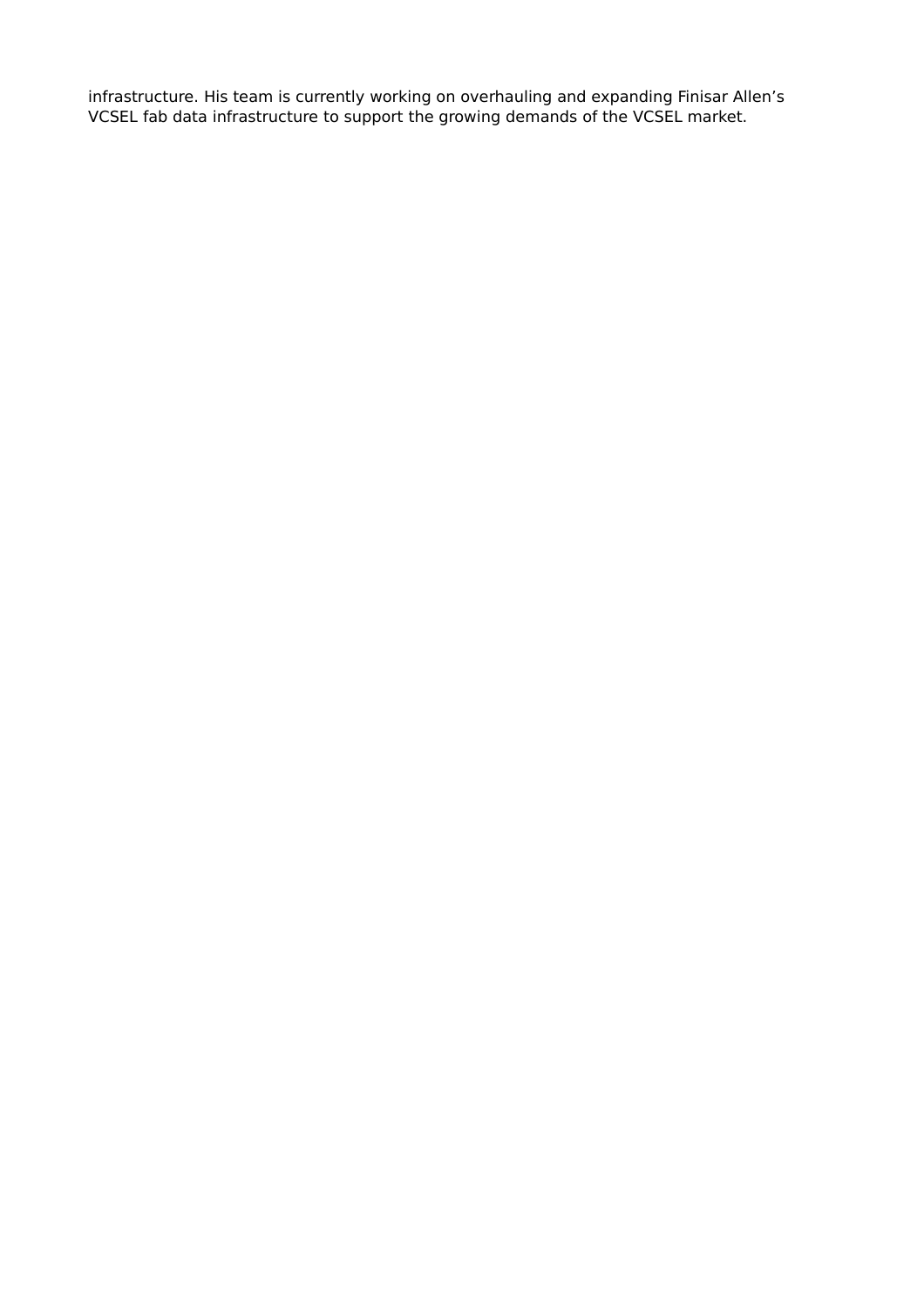infrastructure. His team is currently working on overhauling and expanding Finisar Allen's VCSEL fab data infrastructure to support the growing demands of the VCSEL market.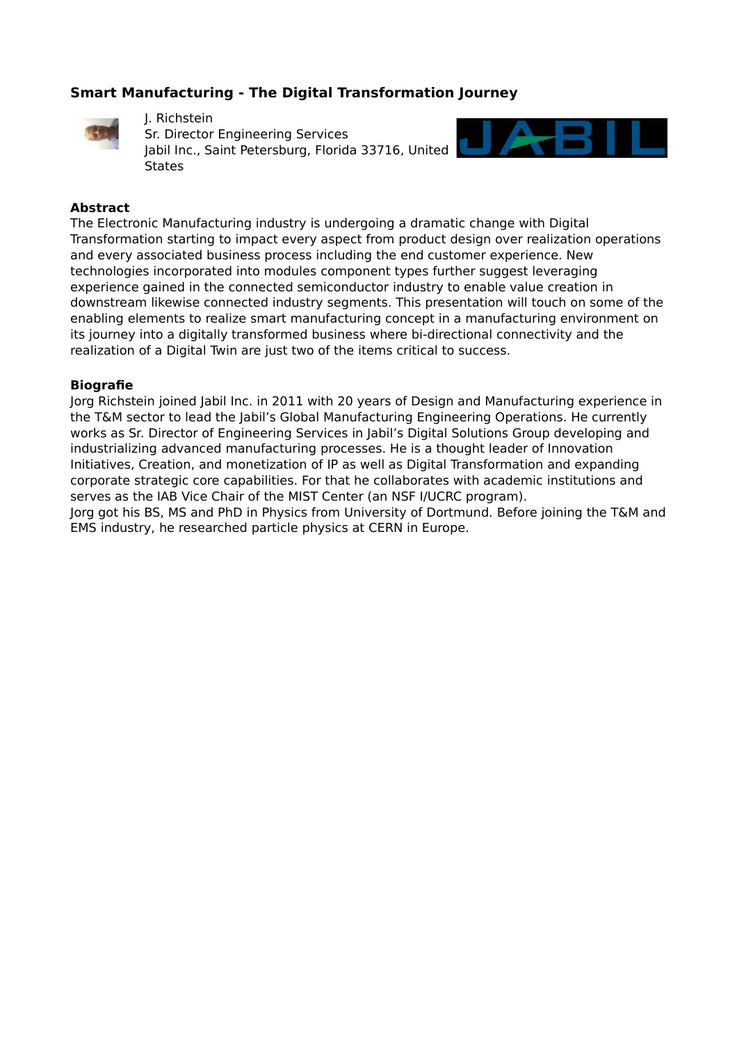## Smart Manufacturing - The Digital Transformation Journey

J. Richstein
Sr. Director Engineering Services
Jabil Inc., Saint Petersburg, Florida 33716, United States

**Abstract**

The Electronic Manufacturing industry is undergoing a dramatic change with Digital Transformation starting to impact every aspect from product design over realization operations and every associated business process including the end customer experience. New technologies incorporated into modules component types further suggest leveraging experience gained in the connected semiconductor industry to enable value creation in downstream likewise connected industry segments. This presentation will touch on some of the enabling elements to realize smart manufacturing concept in a manufacturing environment on its journey into a digitally transformed business where bi-directional connectivity and the realization of a Digital Twin are just two of the items critical to success.

**Biografie**

Jorg Richstein joined Jabil Inc. in 2011 with 20 years of Design and Manufacturing experience in the T&M sector to lead the Jabil's Global Manufacturing Engineering Operations. He currently works as Sr. Director of Engineering Services in Jabil's Digital Solutions Group developing and industrializing advanced manufacturing processes. He is a thought leader of Innovation Initiatives, Creation, and monetization of IP as well as Digital Transformation and expanding corporate strategic core capabilities. For that he collaborates with academic institutions and serves as the IAB Vice Chair of the MIST Center (an NSF I/UCRC program).
Jorg got his BS, MS and PhD in Physics from University of Dortmund. Before joining the T&M and EMS industry, he researched particle physics at CERN in Europe.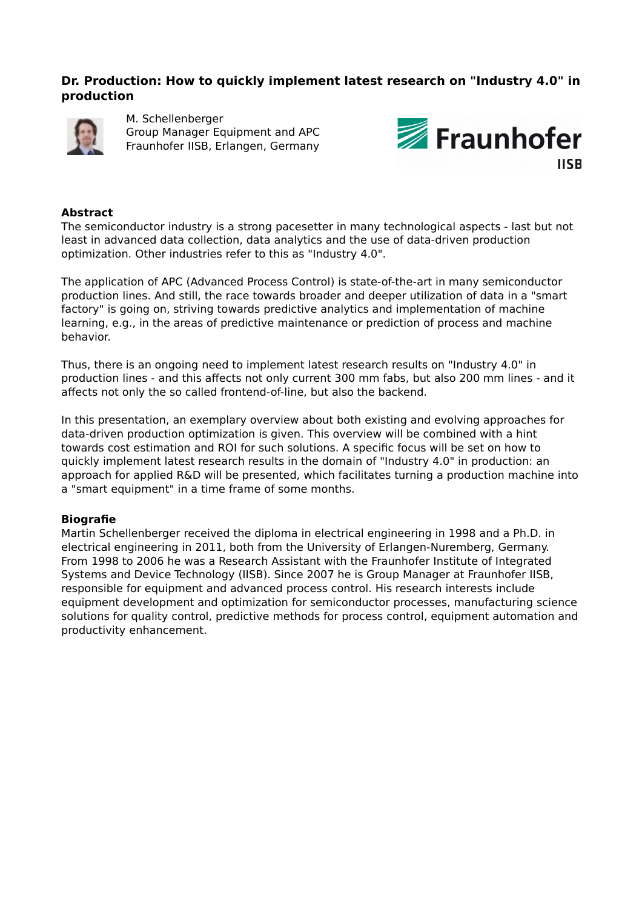## Dr. Production: How to quickly implement latest research on "Industry 4.0" in production

M. Schellenberger
Group Manager Equipment and APC
Fraunhofer IISB, Erlangen, Germany

### Abstract

The semiconductor industry is a strong pacesetter in many technological aspects - last but not least in advanced data collection, data analytics and the use of data-driven production optimization. Other industries refer to this as "Industry 4.0".

The application of APC (Advanced Process Control) is state-of-the-art in many semiconductor production lines. And still, the race towards broader and deeper utilization of data in a "smart factory" is going on, striving towards predictive analytics and implementation of machine learning, e.g., in the areas of predictive maintenance or prediction of process and machine behavior.

Thus, there is an ongoing need to implement latest research results on "Industry 4.0" in production lines - and this affects not only current 300 mm fabs, but also 200 mm lines - and it affects not only the so called frontend-of-line, but also the backend.

In this presentation, an exemplary overview about both existing and evolving approaches for data-driven production optimization is given. This overview will be combined with a hint towards cost estimation and ROI for such solutions. A specific focus will be set on how to quickly implement latest research results in the domain of "Industry 4.0" in production: an approach for applied R&D will be presented, which facilitates turning a production machine into a "smart equipment" in a time frame of some months.

### Biografie

Martin Schellenberger received the diploma in electrical engineering in 1998 and a Ph.D. in electrical engineering in 2011, both from the University of Erlangen-Nuremberg, Germany. From 1998 to 2006 he was a Research Assistant with the Fraunhofer Institute of Integrated Systems and Device Technology (IISB). Since 2007 he is Group Manager at Fraunhofer IISB, responsible for equipment and advanced process control. His research interests include equipment development and optimization for semiconductor processes, manufacturing science solutions for quality control, predictive methods for process control, equipment automation and productivity enhancement.